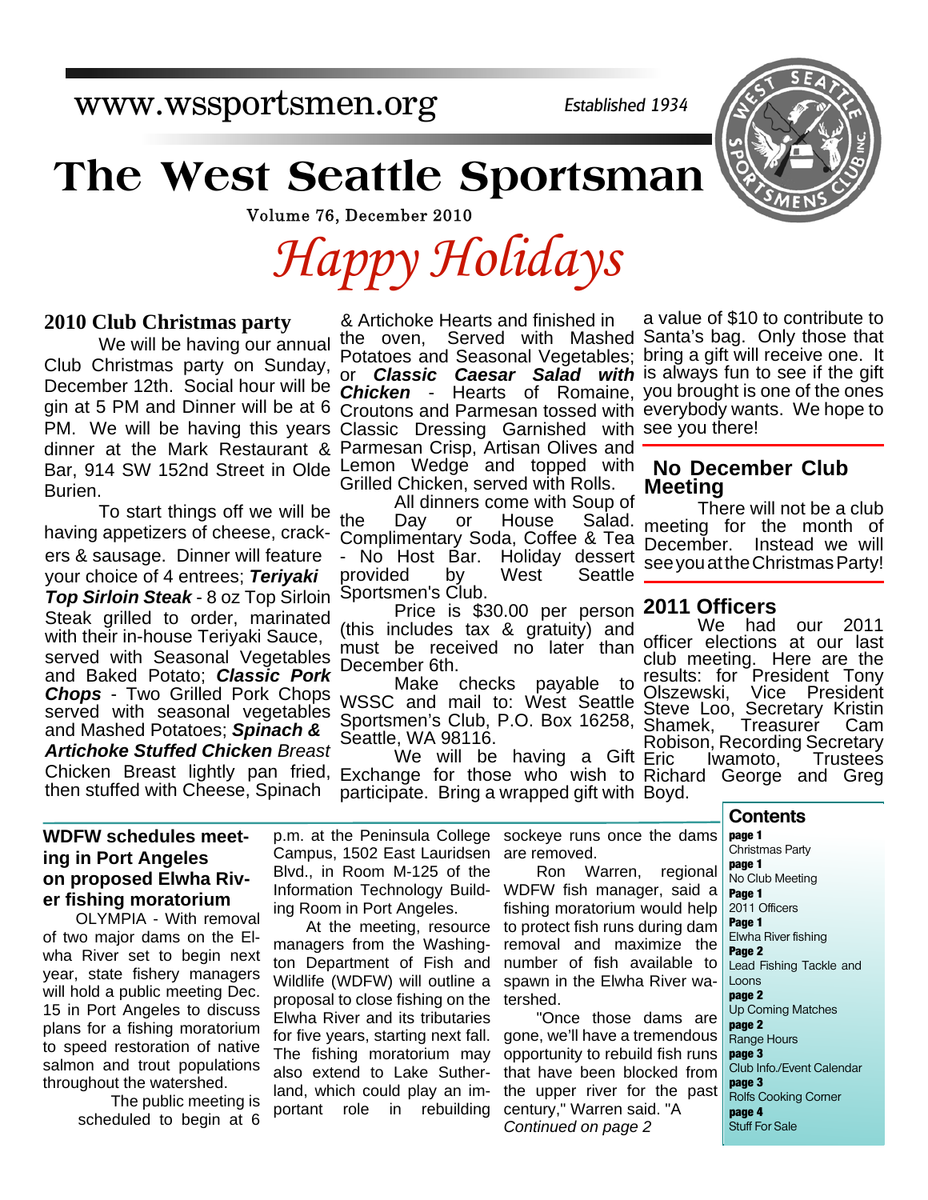www.wssportsmen.org

*Established 1934*

# The West Seattle Sportsman

Volume 76, December 2010

*Happy Holidays*

## 2010 Club Christmas party

We will be having our annual Club Christmas party on Sunday, December 12th. Social hour will begin at 5 PM and Dinner will be at 6 PM. We will be having this years dinner at the Mark Restaurant & Bar, 914 SW 152nd Street in Olde Burien.

To start things off we will be having appetizers of cheese, crackers & sausage. Dinner will feature your choice of 4 entrees; ***Teriyaki Top Sirloin Steak*** - 8 oz Top Sirloin Steak grilled to order, marinated with their in-house Teriyaki Sauce, served with Seasonal Vegetables and Baked Potato; ***Classic Pork Chops*** - Two Grilled Pork Chops served with seasonal vegetables and Mashed Potatoes; ***Spinach & Artichoke Stuffed Chicken*** *Breast* Chicken Breast lightly pan fried, then stuffed with Cheese, Spinach & Artichoke Hearts and finished in the oven, Served with Mashed Potatoes and Seasonal Vegetables; or ***Classic Caesar Salad with Chicken*** - Hearts of Romaine, Croutons and Parmesan tossed with Classic Dressing Garnished with Parmesan Crisp, Artisan Olives and Lemon Wedge and topped with Grilled Chicken, served with Rolls.

All dinners come with Soup of the Day or House Salad. Complimentary Soda, Coffee & Tea - No Host Bar. Holiday dessert provided by West Seattle Sportsmen's Club.

Price is $30.00 per person (this includes tax & gratuity) and must be received no later than December 6th.

Make checks payable to WSSC and mail to: West Seattle Sportsmen's Club, P.O. Box 16258, Seattle, WA 98116.

We will be having a Gift Exchange for those who wish to participate. Bring a wrapped gift with a value of $10 to contribute to Santa's bag. Only those that bring a gift will receive one. It is always fun to see if the gift you brought is one of the ones everybody wants. We hope to see you there!

## No December Club Meeting

There will not be a club meeting for the month of December. Instead we will see you at the Christmas Party!

## 2011 Officers

We had our 2011 officer elections at our last club meeting. Here are the results: for President Tony Olszewski, Vice President Steve Loo, Secretary Kristin Shamek, Treasurer Cam Robison, Recording Secretary Eric Iwamoto, Trustees Richard George and Greg Boyd.

## WDFW schedules meeting in Port Angeles on proposed Elwha River fishing moratorium

OLYMPIA - With removal of two major dams on the Elwha River set to begin next year, state fishery managers will hold a public meeting Dec. 15 in Port Angeles to discuss plans for a fishing moratorium to speed restoration of native salmon and trout populations throughout the watershed.

The public meeting is scheduled to begin at 6 p.m. at the Peninsula College Campus, 1502 East Lauridsen Blvd., in Room M-125 of the Information Technology Building Room in Port Angeles.

At the meeting, resource managers from the Washington Department of Fish and Wildlife (WDFW) will outline a proposal to close fishing on the Elwha River and its tributaries for five years, starting next fall. The fishing moratorium may also extend to Lake Sutherland, which could play an important role in rebuilding sockeye runs once the dams are removed.

Ron Warren, regional WDFW fish manager, said a fishing moratorium would help to protect fish runs during dam removal and maximize the number of fish available to spawn in the Elwha River watershed.

"Once those dams are gone, we'll have a tremendous opportunity to rebuild fish runs that have been blocked from the upper river for the past century," Warren said. "A

*Continued on page 2*

## Contents

**page 1** Christmas Party
**page 1** No Club Meeting
**Page 1** 2011 Officers
**Page 1** Elwha River fishing
**Page 2** Lead Fishing Tackle and Loons
**page 2** Up Coming Matches
**page 2** Range Hours
**page 3** Club Info./Event Calendar
**page 3** Rolfs Cooking Corner
**page 4** Stuff For Sale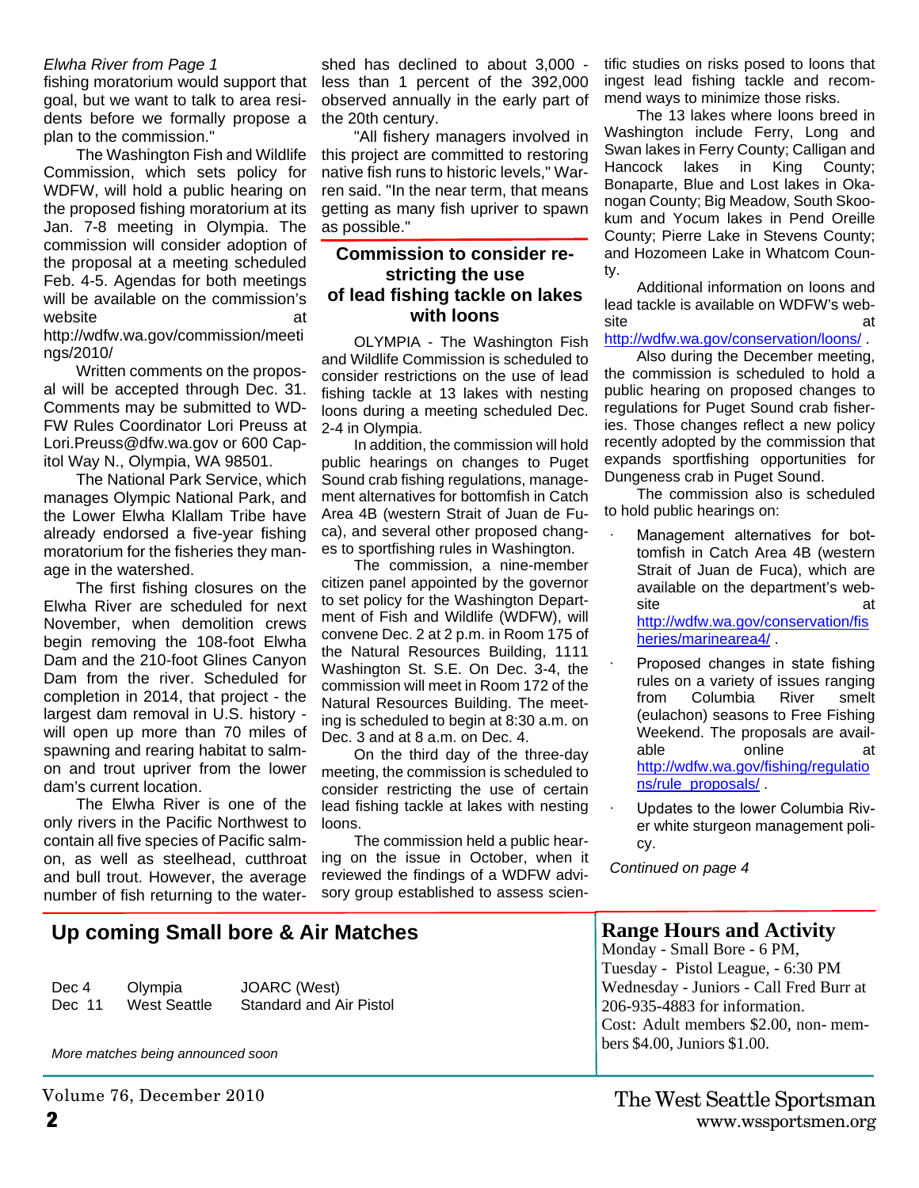*Elwha River from Page 1*

fishing moratorium would support that goal, but we want to talk to area residents before we formally propose a plan to the commission."

The Washington Fish and Wildlife Commission, which sets policy for WDFW, will hold a public hearing on the proposed fishing moratorium at its Jan. 7-8 meeting in Olympia. The commission will consider adoption of the proposal at a meeting scheduled Feb. 4-5. Agendas for both meetings will be available on the commission's website at http://wdfw.wa.gov/commission/meetings/2010/

Written comments on the proposal will be accepted through Dec. 31. Comments may be submitted to WDFW Rules Coordinator Lori Preuss at Lori.Preuss@dfw.wa.gov or 600 Capitol Way N., Olympia, WA 98501.

The National Park Service, which manages Olympic National Park, and the Lower Elwha Klallam Tribe have already endorsed a five-year fishing moratorium for the fisheries they manage in the watershed.

The first fishing closures on the Elwha River are scheduled for next November, when demolition crews begin removing the 108-foot Elwha Dam and the 210-foot Glines Canyon Dam from the river. Scheduled for completion in 2014, that project - the largest dam removal in U.S. history - will open up more than 70 miles of spawning and rearing habitat to salmon and trout upriver from the lower dam's current location.

The Elwha River is one of the only rivers in the Pacific Northwest to contain all five species of Pacific salmon, as well as steelhead, cutthroat and bull trout. However, the average number of fish returning to the watershed has declined to about 3,000 - less than 1 percent of the 392,000 observed annually in the early part of the 20th century.

"All fishery managers involved in this project are committed to restoring native fish runs to historic levels," Warren said. "In the near term, that means getting as many fish upriver to spawn as possible."

## Commission to consider restricting the use of lead fishing tackle on lakes with loons

OLYMPIA - The Washington Fish and Wildlife Commission is scheduled to consider restrictions on the use of lead fishing tackle at 13 lakes with nesting loons during a meeting scheduled Dec. 2-4 in Olympia.

In addition, the commission will hold public hearings on changes to Puget Sound crab fishing regulations, management alternatives for bottomfish in Catch Area 4B (western Strait of Juan de Fuca), and several other proposed changes to sportfishing rules in Washington.

The commission, a nine-member citizen panel appointed by the governor to set policy for the Washington Department of Fish and Wildlife (WDFW), will convene Dec. 2 at 2 p.m. in Room 175 of the Natural Resources Building, 1111 Washington St. S.E. On Dec. 3-4, the commission will meet in Room 172 of the Natural Resources Building. The meeting is scheduled to begin at 8:30 a.m. on Dec. 3 and at 8 a.m. on Dec. 4.

On the third day of the three-day meeting, the commission is scheduled to consider restricting the use of certain lead fishing tackle at lakes with nesting loons.

The commission held a public hearing on the issue in October, when it reviewed the findings of a WDFW advisory group established to assess scientific studies on risks posed to loons that ingest lead fishing tackle and recommend ways to minimize those risks.

The 13 lakes where loons breed in Washington include Ferry, Long and Swan lakes in Ferry County; Calligan and Hancock lakes in King County; Bonaparte, Blue and Lost lakes in Okanogan County; Big Meadow, South Skookum and Yocum lakes in Pend Oreille County; Pierre Lake in Stevens County; and Hozomeen Lake in Whatcom County.

Additional information on loons and lead tackle is available on WDFW's website at http://wdfw.wa.gov/conservation/loons/ .

Also during the December meeting, the commission is scheduled to hold a public hearing on proposed changes to regulations for Puget Sound crab fisheries. Those changes reflect a new policy recently adopted by the commission that expands sportfishing opportunities for Dungeness crab in Puget Sound.

The commission also is scheduled to hold public hearings on:

- Management alternatives for bottomfish in Catch Area 4B (western Strait of Juan de Fuca), which are available on the department's website at http://wdfw.wa.gov/conservation/fisheries/marinearea4/ .
- Proposed changes in state fishing rules on a variety of issues ranging from Columbia River smelt (eulachon) seasons to Free Fishing Weekend. The proposals are available online at http://wdfw.wa.gov/fishing/regulations/rule_proposals/ .
- Updates to the lower Columbia River white sturgeon management policy.

*Continued on page 4*

## Up coming Small bore & Air Matches

| | | |
|---|---|---|
| Dec 4 | Olympia | JOARC (West) |
| Dec 11 | West Seattle | Standard and Air Pistol |

*More matches being announced soon*

## Range Hours and Activity

Monday - Small Bore - 6 PM,
Tuesday - Pistol League, - 6:30 PM
Wednesday - Juniors - Call Fred Burr at 206-935-4883 for information.
Cost: Adult members $2.00, non- members $4.00, Juniors $1.00.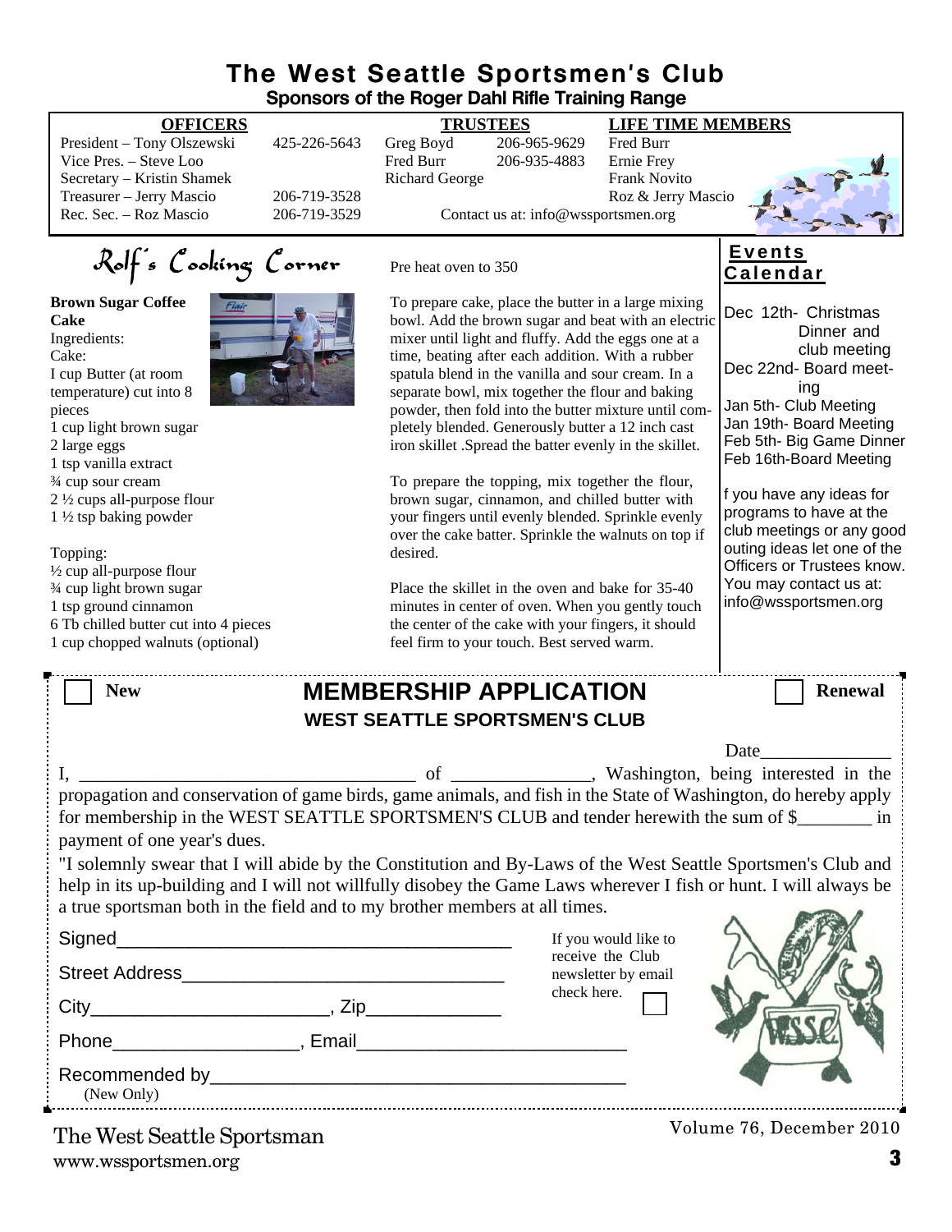# The West Seattle Sportsmen's Club

**Sponsors of the Roger Dahl Rifle Training Range**

| OFFICERS | | TRUSTEES | | LIFE TIME MEMBERS |
|---|---|---|---|---|
| President – Tony Olszewski | 425-226-5643 | Greg Boyd | 206-965-9629 | Fred Burr |
| Vice Pres. – Steve Loo | | Fred Burr | 206-935-4883 | Ernie Frey |
| Secretary – Kristin Shamek | | Richard George | | Frank Novito |
| Treasurer – Jerry Mascio | 206-719-3528 | | | Roz & Jerry Mascio |
| Rec. Sec. – Roz Mascio | 206-719-3529 | | | |

Contact us at: info@wssportsmen.org

## Rolf's Cooking Corner

**Brown Sugar Coffee Cake**

Ingredients:

Cake:

- I cup Butter (at room temperature) cut into 8 pieces
- 1 cup light brown sugar
- 2 large eggs
- 1 tsp vanilla extract
- ¾ cup sour cream
- 2 ½ cups all-purpose flour
- 1 ½ tsp baking powder

Topping:

- ½ cup all-purpose flour
- ¾ cup light brown sugar
- 1 tsp ground cinnamon
- 6 Tb chilled butter cut into 4 pieces
- 1 cup chopped walnuts (optional)

Pre heat oven to 350

To prepare cake, place the butter in a large mixing bowl. Add the brown sugar and beat with an electric mixer until light and fluffy. Add the eggs one at a time, beating after each addition. With a rubber spatula blend in the vanilla and sour cream. In a separate bowl, mix together the flour and baking powder, then fold into the butter mixture until completely blended. Generously butter a 12 inch cast iron skillet .Spread the batter evenly in the skillet.

To prepare the topping, mix together the flour, brown sugar, cinnamon, and chilled butter with your fingers until evenly blended. Sprinkle evenly over the cake batter. Sprinkle the walnuts on top if desired.

Place the skillet in the oven and bake for 35-40 minutes in center of oven. When you gently touch the center of the cake with your fingers, it should feel firm to your touch. Best served warm.

## Events Calendar

- Dec 12th- Christmas Dinner and club meeting
- Dec 22nd- Board meeting
- Jan 5th- Club Meeting
- Jan 19th- Board Meeting
- Feb 5th- Big Game Dinner
- Feb 16th-Board Meeting

f you have any ideas for programs to have at the club meetings or any good outing ideas let one of the Officers or Trustees know. You may contact us at: info@wssportsmen.org

---

☐ New

## MEMBERSHIP APPLICATION

### WEST SEATTLE SPORTSMEN'S CLUB

☐ Renewal

Date_______________

I, ___________________________________ of _______________, Washington, being interested in the propagation and conservation of game birds, game animals, and fish in the State of Washington, do hereby apply for membership in the WEST SEATTLE SPORTSMEN'S CLUB and tender herewith the sum of $________ in payment of one year's dues.

"I solemnly swear that I will abide by the Constitution and By-Laws of the West Seattle Sportsmen's Club and help in its up-building and I will not willfully disobey the Game Laws wherever I fish or hunt. I will always be a true sportsman both in the field and to my brother members at all times.

Signed_______________________________________

Street Address_______________________________

City_______________________, Zip_____________

Phone__________________, Email__________________________

Recommended by_________________________________________
(New Only)

If you would like to receive the Club newsletter by email check here. ☐

---

The West Seattle Sportsman
www.wssportsmen.org

Volume 76, December 2010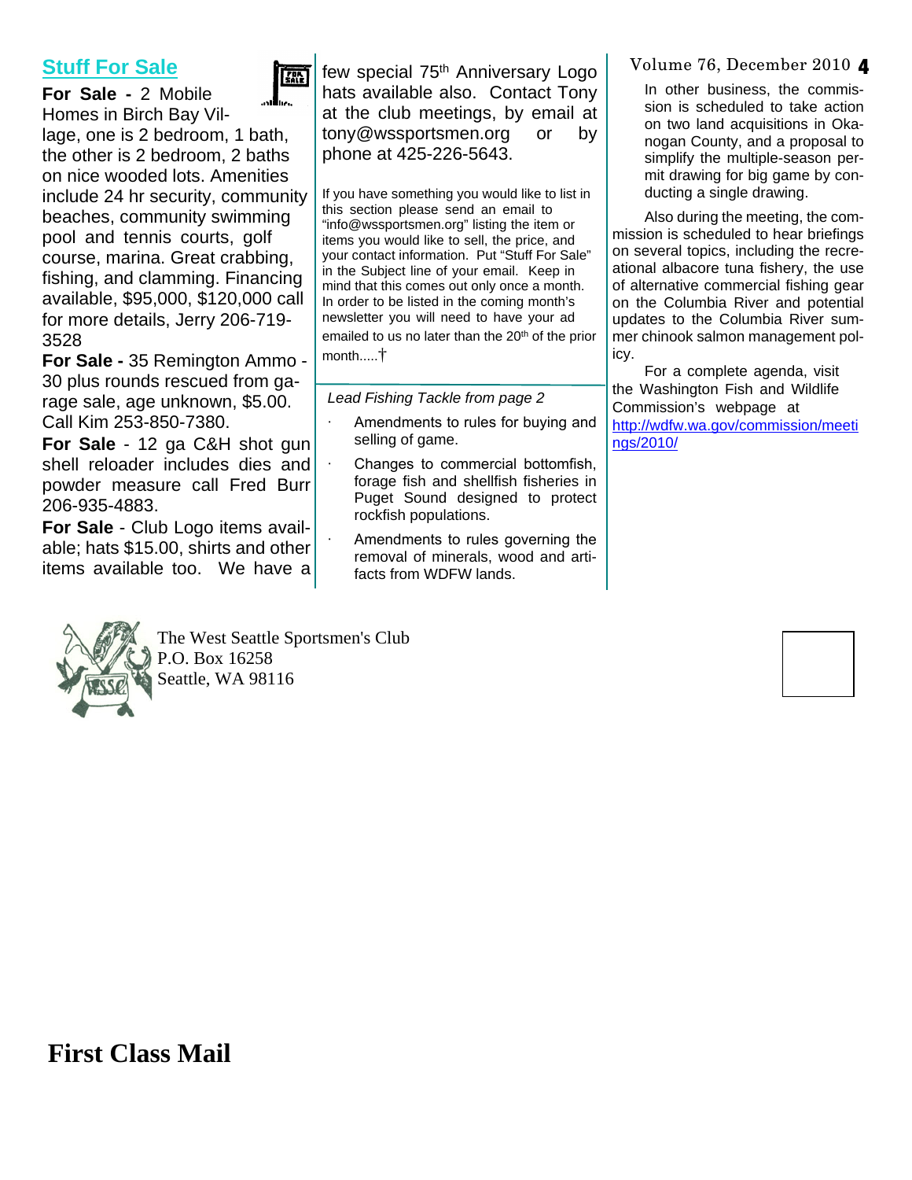## Stuff For Sale

**For Sale -** 2 Mobile Homes in Birch Bay Village, one is 2 bedroom, 1 bath, the other is 2 bedroom, 2 baths on nice wooded lots. Amenities include 24 hr security, community beaches, community swimming pool and tennis courts, golf course, marina. Great crabbing, fishing, and clamming. Financing available, $95,000, $120,000 call for more details, Jerry 206-719-3528

**For Sale -** 35 Remington Ammo - 30 plus rounds rescued from garage sale, age unknown, $5.00. Call Kim 253-850-7380.

**For Sale** - 12 ga C&H shot gun shell reloader includes dies and powder measure call Fred Burr 206-935-4883.

**For Sale** - Club Logo items available; hats $15.00, shirts and other items available too. We have a few special 75th Anniversary Logo hats available also. Contact Tony at the club meetings, by email at tony@wssportsmen.org or by phone at 425-226-5643.

If you have something you would like to list in this section please send an email to "info@wssportsmen.org" listing the item or items you would like to sell, the price, and your contact information. Put "Stuff For Sale" in the Subject line of your email. Keep in mind that this comes out only once a month. In order to be listed in the coming month's newsletter you will need to have your ad emailed to us no later than the 20th of the prior month.....†

*Lead Fishing Tackle from page 2*

- Amendments to rules for buying and selling of game.
- Changes to commercial bottomfish, forage fish and shellfish fisheries in Puget Sound designed to protect rockfish populations.
- Amendments to rules governing the removal of minerals, wood and artifacts from WDFW lands.

In other business, the commission is scheduled to take action on two land acquisitions in Okanogan County, and a proposal to simplify the multiple-season permit drawing for big game by conducting a single drawing.

Also during the meeting, the commission is scheduled to hear briefings on several topics, including the recreational albacore tuna fishery, the use of alternative commercial fishing gear on the Columbia River and potential updates to the Columbia River summer chinook salmon management policy.

For a complete agenda, visit the Washington Fish and Wildlife Commission's webpage at http://wdfw.wa.gov/commission/meetings/2010/

The West Seattle Sportsmen's Club
P.O. Box 16258
Seattle, WA 98116

**First Class Mail**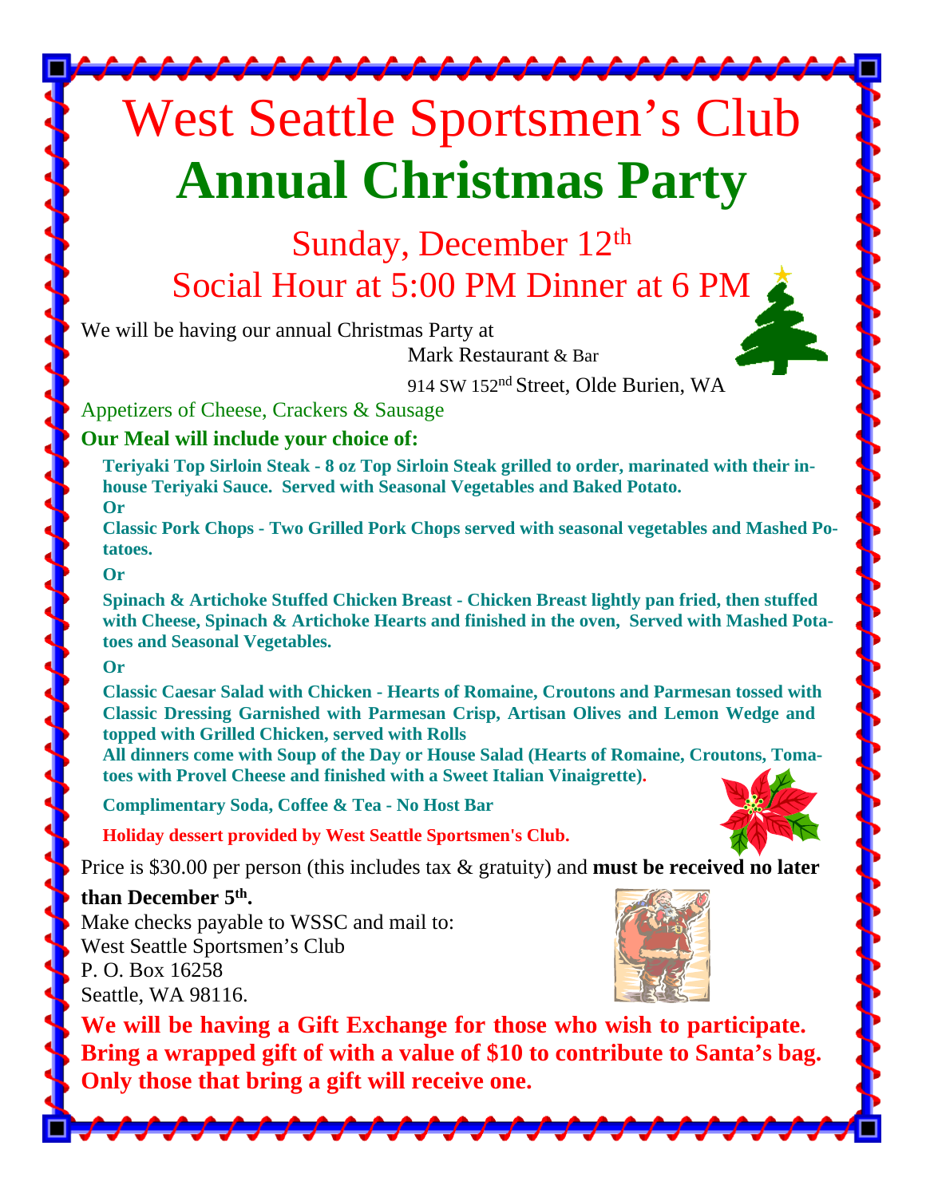# West Seattle Sportsmen's Club

# Annual Christmas Party

## Sunday, December 12th

## Social Hour at 5:00 PM Dinner at 6 PM

We will be having our annual Christmas Party at

Mark Restaurant & Bar

914 SW 152nd Street, Olde Burien, WA

Appetizers of Cheese, Crackers & Sausage

**Our Meal will include your choice of:**

**Teriyaki Top Sirloin Steak - 8 oz Top Sirloin Steak grilled to order, marinated with their in-house Teriyaki Sauce. Served with Seasonal Vegetables and Baked Potato.**

**Or**

**Classic Pork Chops - Two Grilled Pork Chops served with seasonal vegetables and Mashed Potatoes.**

**Or**

**Spinach & Artichoke Stuffed Chicken Breast - Chicken Breast lightly pan fried, then stuffed with Cheese, Spinach & Artichoke Hearts and finished in the oven, Served with Mashed Potatoes and Seasonal Vegetables.**

**Or**

**Classic Caesar Salad with Chicken - Hearts of Romaine, Croutons and Parmesan tossed with Classic Dressing Garnished with Parmesan Crisp, Artisan Olives and Lemon Wedge and topped with Grilled Chicken, served with Rolls**

**All dinners come with Soup of the Day or House Salad (Hearts of Romaine, Croutons, Tomatoes with Provel Cheese and finished with a Sweet Italian Vinaigrette).**

**Complimentary Soda, Coffee & Tea - No Host Bar**

**Holiday dessert provided by West Seattle Sportsmen's Club.**

Price is $30.00 per person (this includes tax & gratuity) and **must be received no later than December 5th.**

Make checks payable to WSSC and mail to:
West Seattle Sportsmen's Club
P. O. Box 16258
Seattle, WA 98116.

**We will be having a Gift Exchange for those who wish to participate. Bring a wrapped gift of with a value of $10 to contribute to Santa's bag. Only those that bring a gift will receive one.**